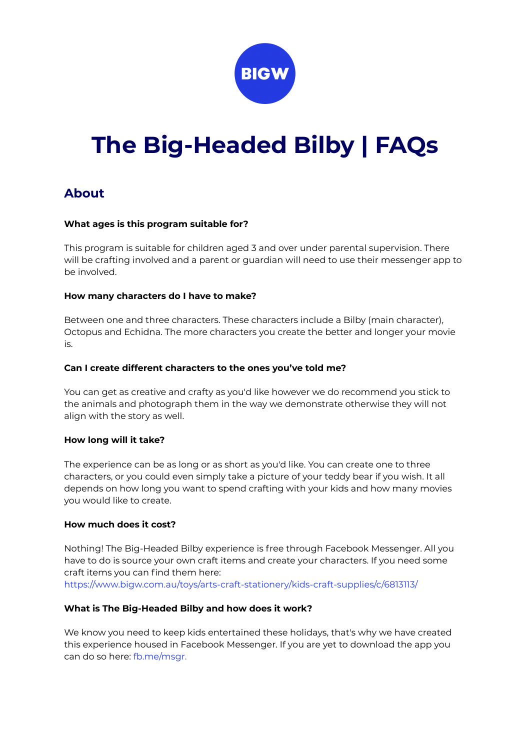BIGW

# The Big-Headed Bilby | FAQs

## About

**What ages is this program suitable for?**

This program is suitable for children aged 3 and over under parental supervision. There will be crafting involved and a parent or guardian will need to use their messenger app to be involved.

**How many characters do I have to make?**

Between one and three characters. These characters include a Bilby (main character), Octopus and Echidna. The more characters you create the better and longer your movie is.

**Can I create different characters to the ones you've told me?**

You can get as creative and crafty as you'd like however we do recommend you stick to the animals and photograph them in the way we demonstrate otherwise they will not align with the story as well.

**How long will it take?**

The experience can be as long or as short as you'd like. You can create one to three characters, or you could even simply take a picture of your teddy bear if you wish. It all depends on how long you want to spend crafting with your kids and how many movies you would like to create.

**How much does it cost?**

Nothing! The Big-Headed Bilby experience is free through Facebook Messenger. All you have to do is source your own craft items and create your characters. If you need some craft items you can find them here:
https://www.bigw.com.au/toys/arts-craft-stationery/kids-craft-supplies/c/6813113/

**What is The Big-Headed Bilby and how does it work?**

We know you need to keep kids entertained these holidays, that's why we have created this experience housed in Facebook Messenger. If you are yet to download the app you can do so here: fb.me/msgr.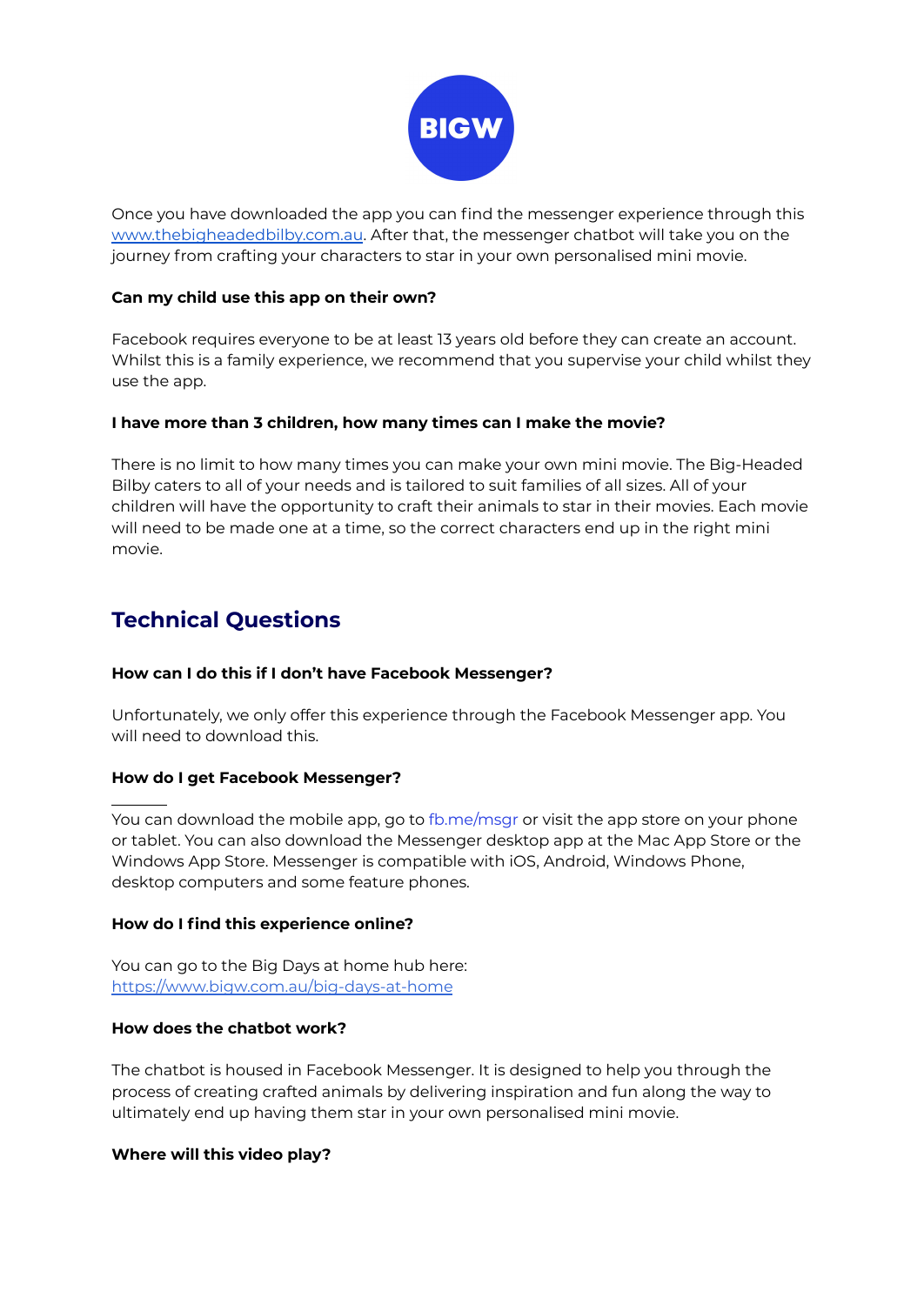Once you have downloaded the app you can find the messenger experience through this [www.thebigheadedbilby.com.au](www.thebigheadedbilby.com.au). After that, the messenger chatbot will take you on the journey from crafting your characters to star in your own personalised mini movie.

**Can my child use this app on their own?**

Facebook requires everyone to be at least 13 years old before they can create an account. Whilst this is a family experience, we recommend that you supervise your child whilst they use the app.

**I have more than 3 children, how many times can I make the movie?**

There is no limit to how many times you can make your own mini movie. The Big-Headed Bilby caters to all of your needs and is tailored to suit families of all sizes. All of your children will have the opportunity to craft their animals to star in their movies. Each movie will need to be made one at a time, so the correct characters end up in the right mini movie.

## Technical Questions

**How can I do this if I don't have Facebook Messenger?**

Unfortunately, we only offer this experience through the Facebook Messenger app. You will need to download this.

**How do I get Facebook Messenger?**

You can download the mobile app, go to fb.me/msgr or visit the app store on your phone or tablet. You can also download the Messenger desktop app at the Mac App Store or the Windows App Store. Messenger is compatible with iOS, Android, Windows Phone, desktop computers and some feature phones.

**How do I find this experience online?**

You can go to the Big Days at home hub here: [https://www.bigw.com.au/big-days-at-home](https://www.bigw.com.au/big-days-at-home)

**How does the chatbot work?**

The chatbot is housed in Facebook Messenger. It is designed to help you through the process of creating crafted animals by delivering inspiration and fun along the way to ultimately end up having them star in your own personalised mini movie.

**Where will this video play?**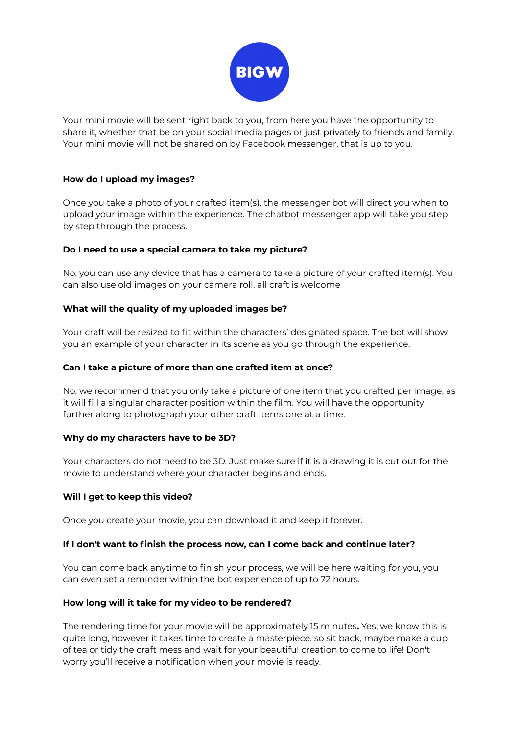Your mini movie will be sent right back to you, from here you have the opportunity to share it, whether that be on your social media pages or just privately to friends and family. Your mini movie will not be shared on by Facebook messenger, that is up to you.

**How do I upload my images?**

Once you take a photo of your crafted item(s), the messenger bot will direct you when to upload your image within the experience. The chatbot messenger app will take you step by step through the process.

**Do I need to use a special camera to take my picture?**

No, you can use any device that has a camera to take a picture of your crafted item(s). You can also use old images on your camera roll, all craft is welcome

**What will the quality of my uploaded images be?**

Your craft will be resized to fit within the characters' designated space. The bot will show you an example of your character in its scene as you go through the experience.

**Can I take a picture of more than one crafted item at once?**

No, we recommend that you only take a picture of one item that you crafted per image, as it will fill a singular character position within the film. You will have the opportunity further along to photograph your other craft items one at a time.

**Why do my characters have to be 3D?**

Your characters do not need to be 3D. Just make sure if it is a drawing it is cut out for the movie to understand where your character begins and ends.

**Will I get to keep this video?**

Once you create your movie, you can download it and keep it forever.

**If I don't want to finish the process now, can I come back and continue later?**

You can come back anytime to finish your process, we will be here waiting for you, you can even set a reminder within the bot experience of up to 72 hours.

**How long will it take for my video to be rendered?**

The rendering time for your movie will be approximately 15 minutes**.** Yes, we know this is quite long, however it takes time to create a masterpiece, so sit back, maybe make a cup of tea or tidy the craft mess and wait for your beautiful creation to come to life! Don't worry you'll receive a notification when your movie is ready.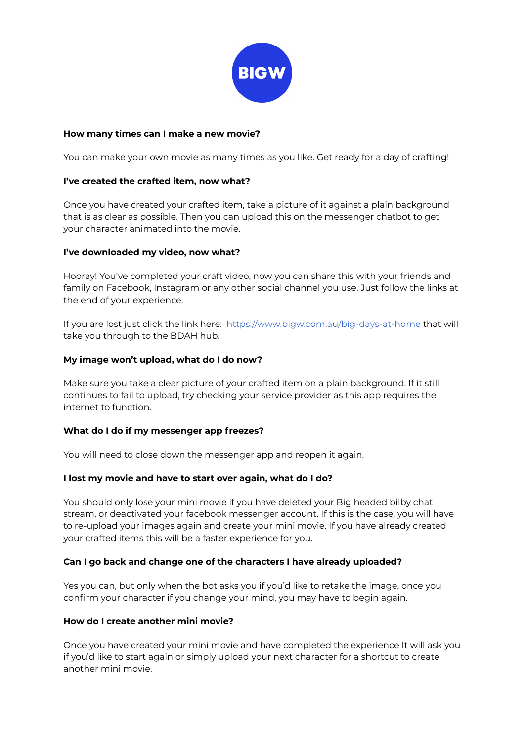BIGW

**How many times can I make a new movie?**

You can make your own movie as many times as you like. Get ready for a day of crafting!

**I've created the crafted item, now what?**

Once you have created your crafted item, take a picture of it against a plain background that is as clear as possible. Then you can upload this on the messenger chatbot to get your character animated into the movie.

**I've downloaded my video, now what?**

Hooray! You've completed your craft video, now you can share this with your friends and family on Facebook, Instagram or any other social channel you use. Just follow the links at the end of your experience.

If you are lost just click the link here: [https://www.bigw.com.au/big-days-at-home](https://www.bigw.com.au/big-days-at-home) that will take you through to the BDAH hub.

**My image won't upload, what do I do now?**

Make sure you take a clear picture of your crafted item on a plain background. If it still continues to fail to upload, try checking your service provider as this app requires the internet to function.

**What do I do if my messenger app freezes?**

You will need to close down the messenger app and reopen it again.

**I lost my movie and have to start over again, what do I do?**

You should only lose your mini movie if you have deleted your Big headed bilby chat stream, or deactivated your facebook messenger account. If this is the case, you will have to re-upload your images again and create your mini movie. If you have already created your crafted items this will be a faster experience for you.

**Can I go back and change one of the characters I have already uploaded?**

Yes you can, but only when the bot asks you if you'd like to retake the image, once you confirm your character if you change your mind, you may have to begin again.

**How do I create another mini movie?**

Once you have created your mini movie and have completed the experience It will ask you if you'd like to start again or simply upload your next character for a shortcut to create another mini movie.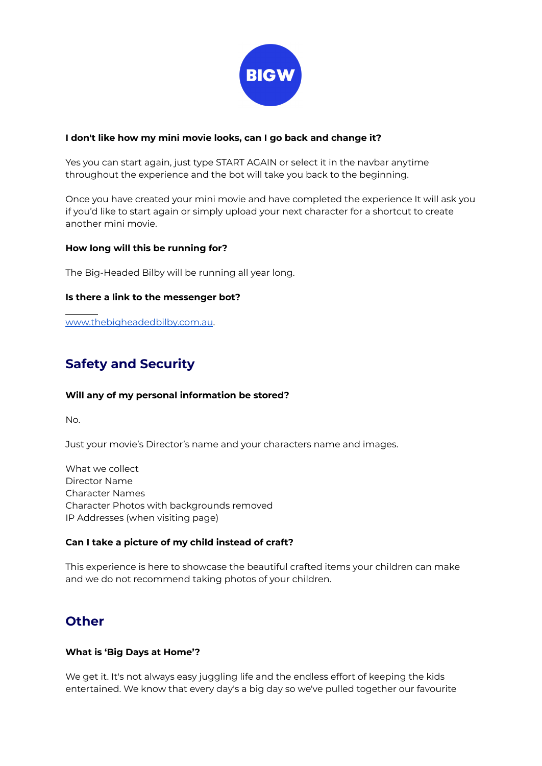**I don't like how my mini movie looks, can I go back and change it?**

Yes you can start again, just type START AGAIN or select it in the navbar anytime throughout the experience and the bot will take you back to the beginning.

Once you have created your mini movie and have completed the experience It will ask you if you'd like to start again or simply upload your next character for a shortcut to create another mini movie.

**How long will this be running for?**

The Big-Headed Bilby will be running all year long.

**Is there a link to the messenger bot?**

www.thebigheadedbilby.com.au.

## Safety and Security

**Will any of my personal information be stored?**

No.

Just your movie's Director's name and your characters name and images.

What we collect
Director Name
Character Names
Character Photos with backgrounds removed
IP Addresses (when visiting page)

**Can I take a picture of my child instead of craft?**

This experience is here to showcase the beautiful crafted items your children can make and we do not recommend taking photos of your children.

## Other

**What is 'Big Days at Home'?**

We get it. It's not always easy juggling life and the endless effort of keeping the kids entertained. We know that every day's a big day so we've pulled together our favourite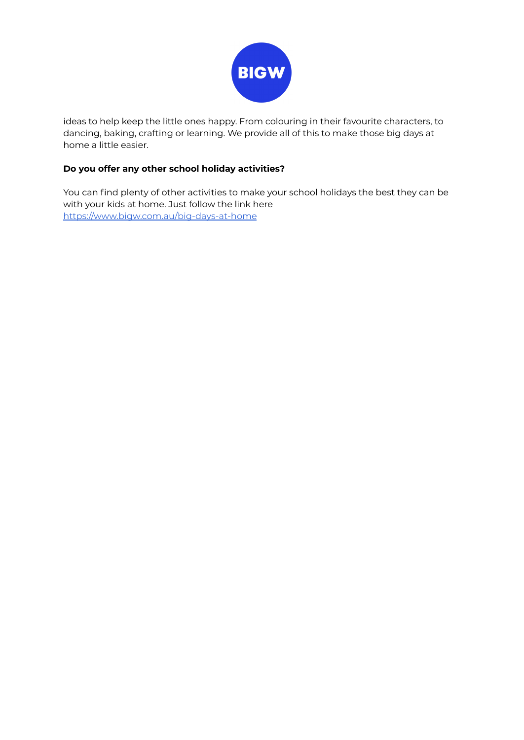ideas to help keep the little ones happy. From colouring in their favourite characters, to dancing, baking, crafting or learning. We provide all of this to make those big days at home a little easier.

**Do you offer any other school holiday activities?**

You can find plenty of other activities to make your school holidays the best they can be with your kids at home. Just follow the link here
[https://www.bigw.com.au/big-days-at-home](https://www.bigw.com.au/big-days-at-home)